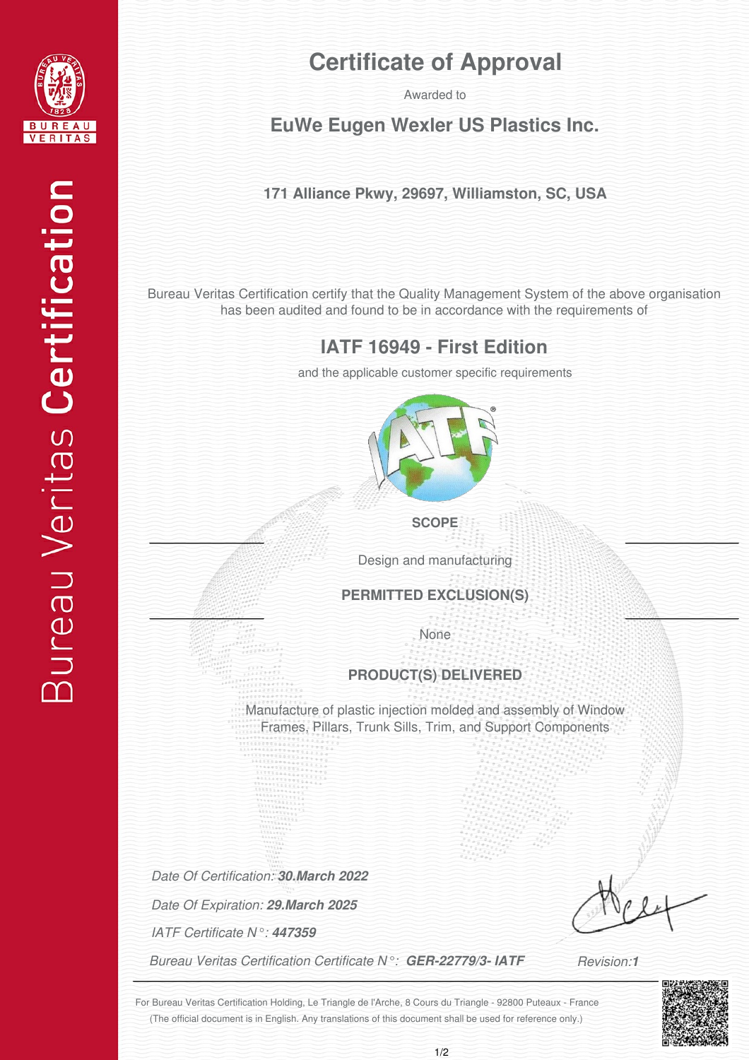Bureau Veritas Certification

# Certificate of Approval

Awarded to

## EuWe Eugen Wexler US Plastics Inc.

**171 Alliance Pkwy, 29697, Williamston, SC, USA**

Bureau Veritas Certification certify that the Quality Management System of the above organisation has been audited and found to be in accordance with the requirements of

## IATF 16949 - First Edition

and the applicable customer specific requirements

**SCOPE**

Design and manufacturing

**PERMITTED EXCLUSION(S)**

None

**PRODUCT(S) DELIVERED**

Manufacture of plastic injection molded and assembly of Window Frames, Pillars, Trunk Sills, Trim, and Support Components

*Date Of Certification:* ***30.March 2022***

*Date Of Expiration:* ***29.March 2025***

*IATF Certificate N°:* ***447359***

*Bureau Veritas Certification Certificate N°:* ***GER-22779/3- IATF***

*Revision:* ***1***

For Bureau Veritas Certification Holding, Le Triangle de l'Arche, 8 Cours du Triangle - 92800 Puteaux - France

(The official document is in English. Any translations of this document shall be used for reference only.)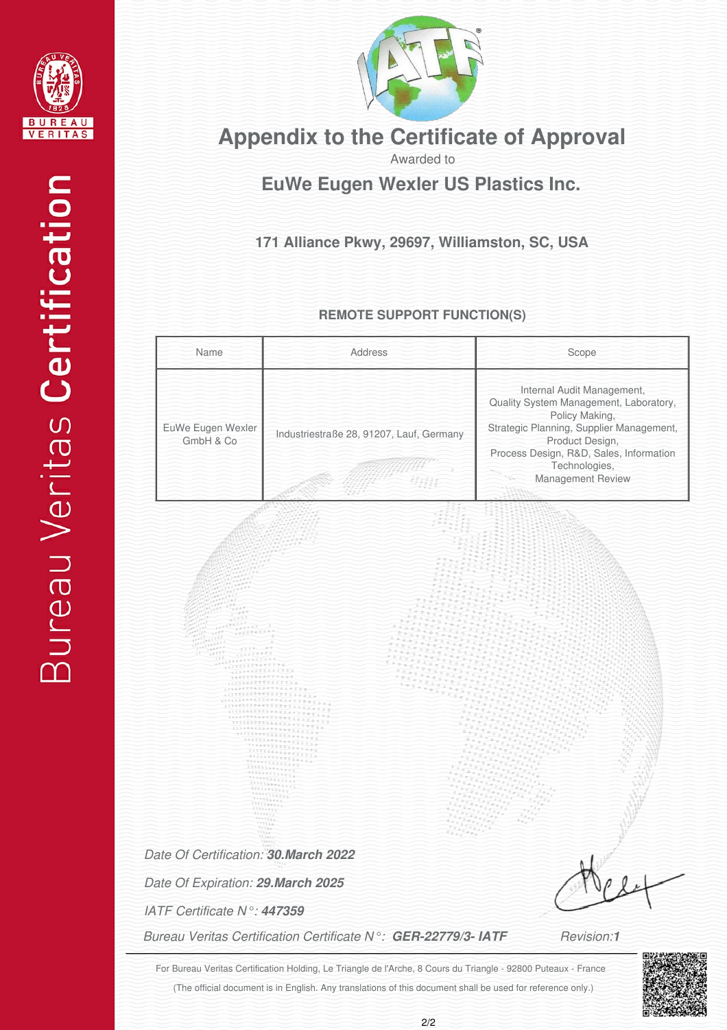# Appendix to the Certificate of Approval

Awarded to

## EuWe Eugen Wexler US Plastics Inc.

**171 Alliance Pkwy, 29697, Williamston, SC, USA**

### REMOTE SUPPORT FUNCTION(S)

| Name | Address | Scope |
| --- | --- | --- |
| EuWe Eugen Wexler GmbH & Co | Industriestraße 28, 91207, Lauf, Germany | Internal Audit Management, Quality System Management, Laboratory, Policy Making, Strategic Planning, Supplier Management, Product Design, Process Design, R&D, Sales, Information Technologies, Management Review |

*Date Of Certification:* ***30.March 2022***

*Date Of Expiration:* ***29.March 2025***

*IATF Certificate N°:* ***447359***

*Bureau Veritas Certification Certificate N°:* ***GER-22779/3- IATF*** *Revision:**1***

For Bureau Veritas Certification Holding, Le Triangle de l'Arche, 8 Cours du Triangle - 92800 Puteaux - France

(The official document is in English. Any translations of this document shall be used for reference only.)